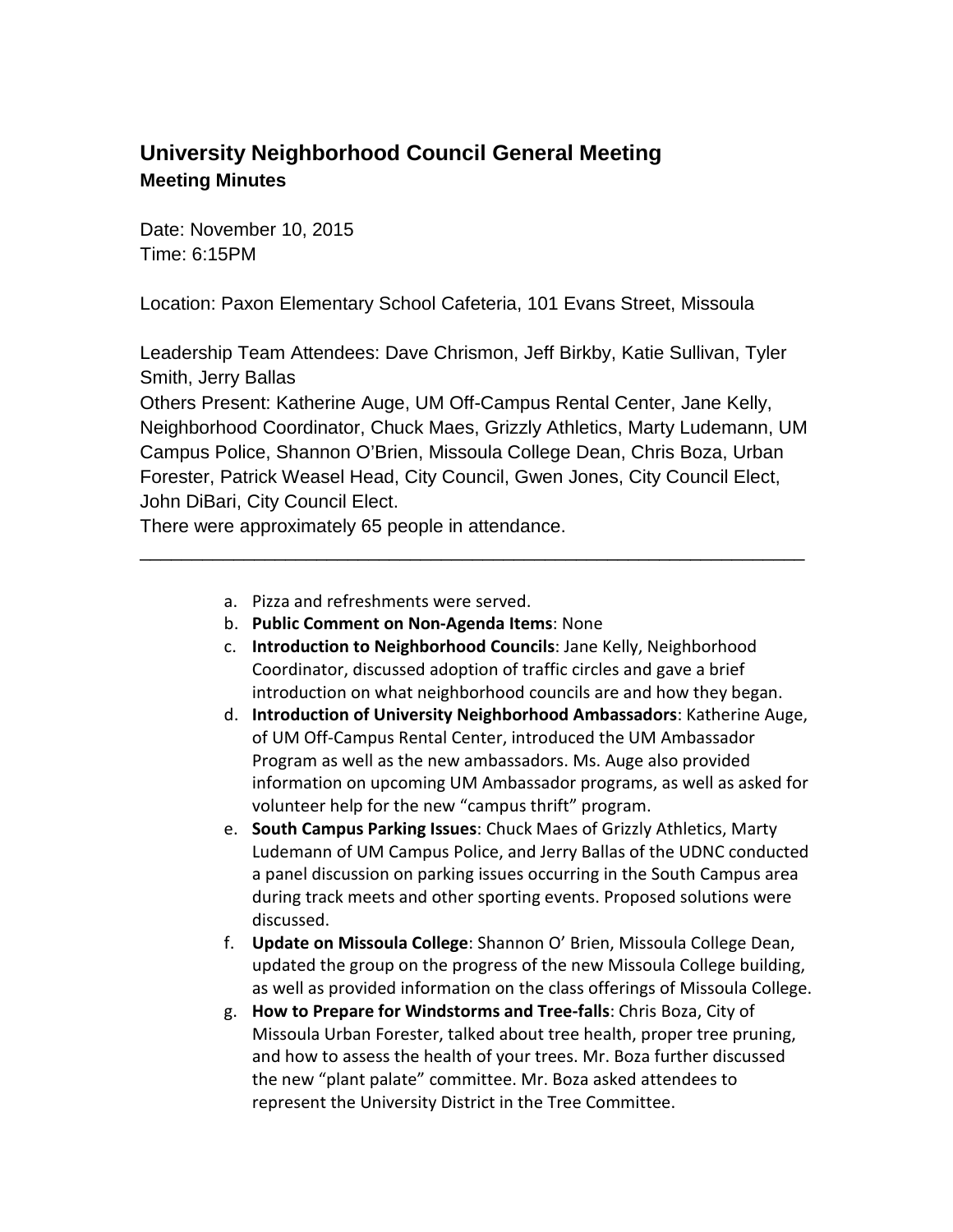# University Neighborhood Council General Meeting

## Meeting Minutes

Date: November 10, 2015
Time: 6:15PM

Location: Paxon Elementary School Cafeteria, 101 Evans Street, Missoula

Leadership Team Attendees: Dave Chrismon, Jeff Birkby, Katie Sullivan, Tyler Smith, Jerry Ballas
Others Present: Katherine Auge, UM Off-Campus Rental Center, Jane Kelly, Neighborhood Coordinator, Chuck Maes, Grizzly Athletics, Marty Ludemann, UM Campus Police, Shannon O'Brien, Missoula College Dean, Chris Boza, Urban Forester, Patrick Weasel Head, City Council, Gwen Jones, City Council Elect, John DiBari, City Council Elect.
There were approximately 65 people in attendance.

---

a. Pizza and refreshments were served.
b. **Public Comment on Non-Agenda Items**: None
c. **Introduction to Neighborhood Councils**: Jane Kelly, Neighborhood Coordinator, discussed adoption of traffic circles and gave a brief introduction on what neighborhood councils are and how they began.
d. **Introduction of University Neighborhood Ambassadors**: Katherine Auge, of UM Off-Campus Rental Center, introduced the UM Ambassador Program as well as the new ambassadors. Ms. Auge also provided information on upcoming UM Ambassador programs, as well as asked for volunteer help for the new "campus thrift" program.
e. **South Campus Parking Issues**: Chuck Maes of Grizzly Athletics, Marty Ludemann of UM Campus Police, and Jerry Ballas of the UDNC conducted a panel discussion on parking issues occurring in the South Campus area during track meets and other sporting events. Proposed solutions were discussed.
f. **Update on Missoula College**: Shannon O' Brien, Missoula College Dean, updated the group on the progress of the new Missoula College building, as well as provided information on the class offerings of Missoula College.
g. **How to Prepare for Windstorms and Tree-falls**: Chris Boza, City of Missoula Urban Forester, talked about tree health, proper tree pruning, and how to assess the health of your trees. Mr. Boza further discussed the new "plant palate" committee. Mr. Boza asked attendees to represent the University District in the Tree Committee.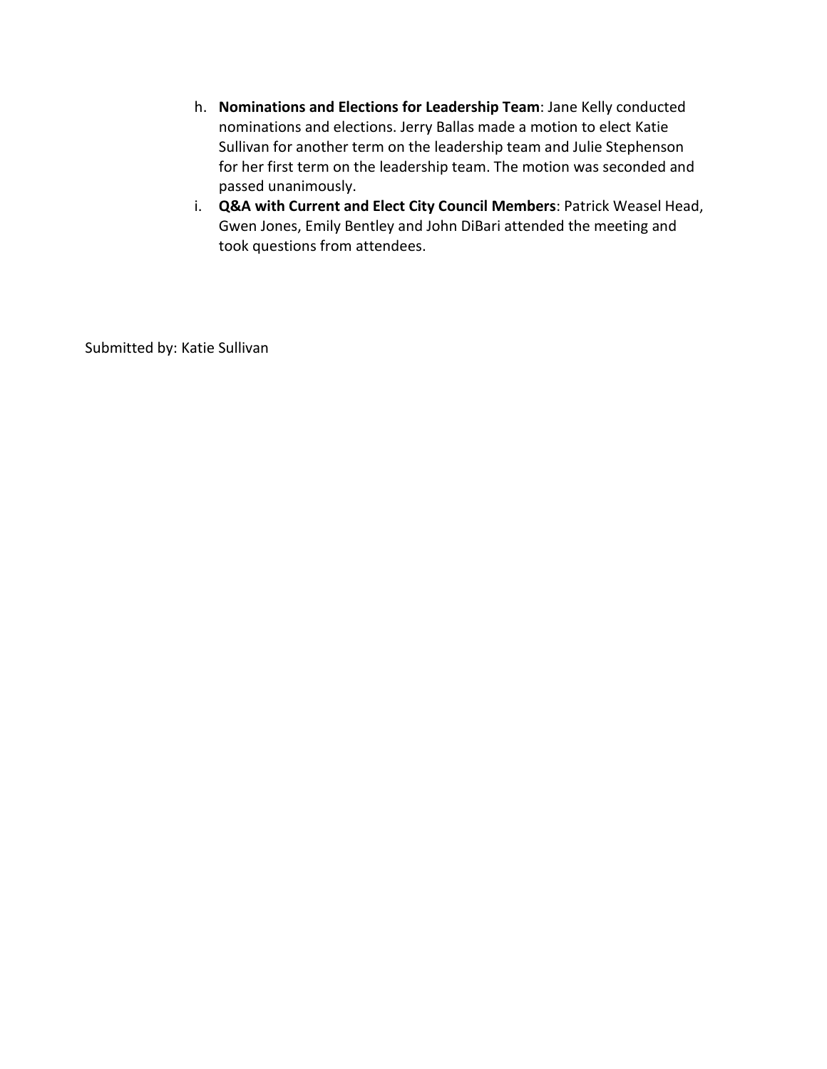h. **Nominations and Elections for Leadership Team**: Jane Kelly conducted nominations and elections. Jerry Ballas made a motion to elect Katie Sullivan for another term on the leadership team and Julie Stephenson for her first term on the leadership team. The motion was seconded and passed unanimously.

i. **Q&A with Current and Elect City Council Members**: Patrick Weasel Head, Gwen Jones, Emily Bentley and John DiBari attended the meeting and took questions from attendees.

Submitted by: Katie Sullivan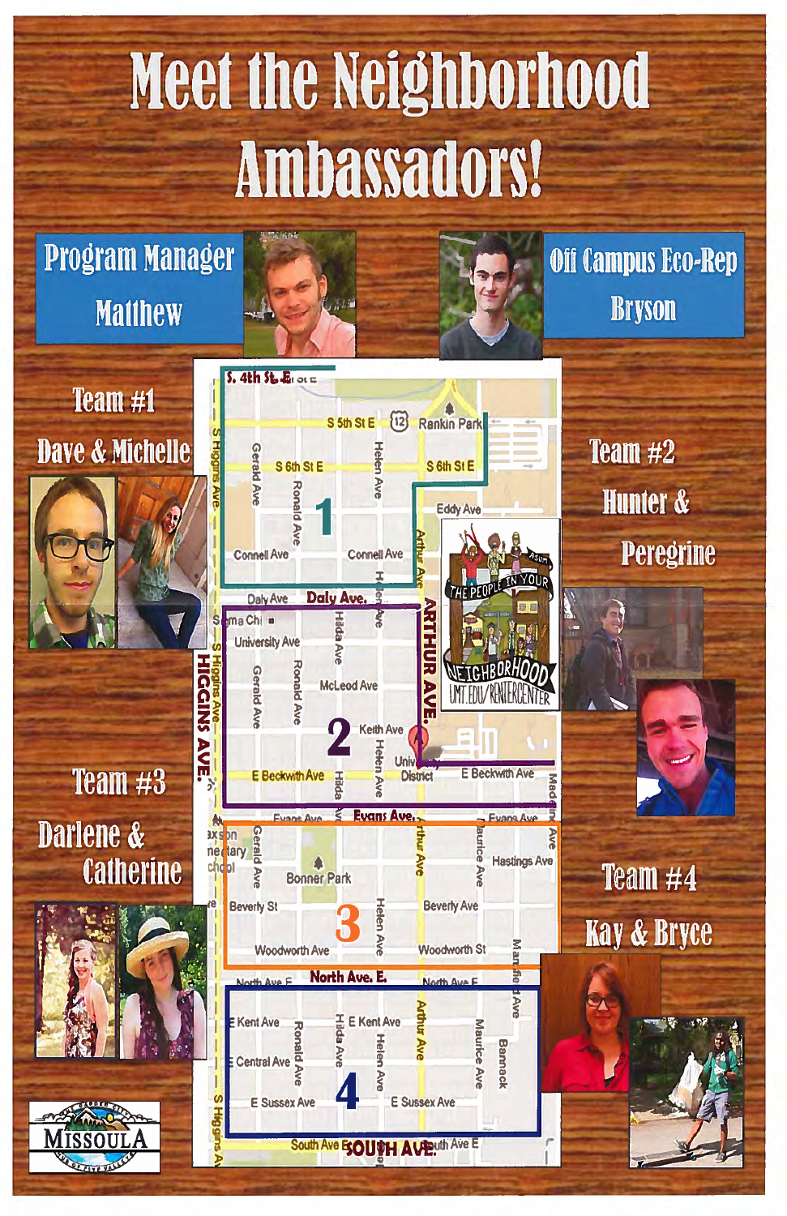# Meet the Neighborhood Ambassadors!

**Program Manager**
Matthew

**Off Campus Eco-Rep**
Bryson

**Team #1**
Dave & Michelle

**Team #2**
Hunter & Peregrine

**Team #3**
Darlene & Catherine

**Team #4**
Kay & Bryce

THE PEOPLE IN YOUR NEIGHBORHOOD
UMT.EDU/RENTERCENTER

MISSOULA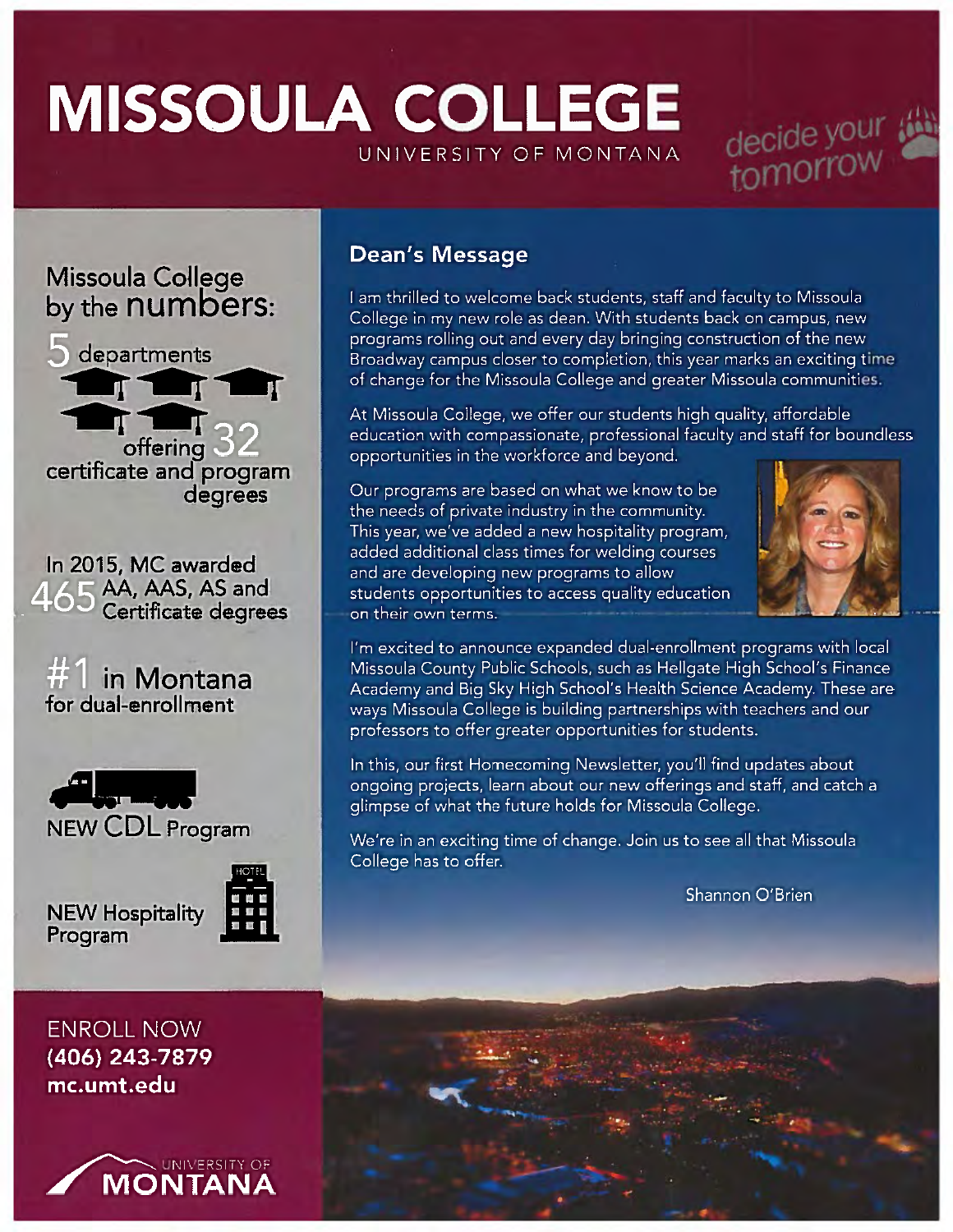# MISSOULA COLLEGE

UNIVERSITY OF MONTANA

decide your tomorrow

## Missoula College by the numbers:

5 departments offering 32 certificate and program degrees

In 2015, MC awarded 465 AA, AAS, AS and Certificate degrees

#1 in Montana for dual-enrollment

NEW CDL Program

NEW Hospitality Program

ENROLL NOW
**(406) 243-7879**
**mc.umt.edu**

UNIVERSITY OF MONTANA

## Dean's Message

I am thrilled to welcome back students, staff and faculty to Missoula College in my new role as dean. With students back on campus, new programs rolling out and every day bringing construction of the new Broadway campus closer to completion, this year marks an exciting time of change for the Missoula College and greater Missoula communities.

At Missoula College, we offer our students high quality, affordable education with compassionate, professional faculty and staff for boundless opportunities in the workforce and beyond.

Our programs are based on what we know to be the needs of private industry in the community. This year, we've added a new hospitality program, added additional class times for welding courses and are developing new programs to allow students opportunities to access quality education on their own terms.

I'm excited to announce expanded dual-enrollment programs with local Missoula County Public Schools, such as Hellgate High School's Finance Academy and Big Sky High School's Health Science Academy. These are ways Missoula College is building partnerships with teachers and our professors to offer greater opportunities for students.

In this, our first Homecoming Newsletter, you'll find updates about ongoing projects, learn about our new offerings and staff, and catch a glimpse of what the future holds for Missoula College.

We're in an exciting time of change. Join us to see all that Missoula College has to offer.

Shannon O'Brien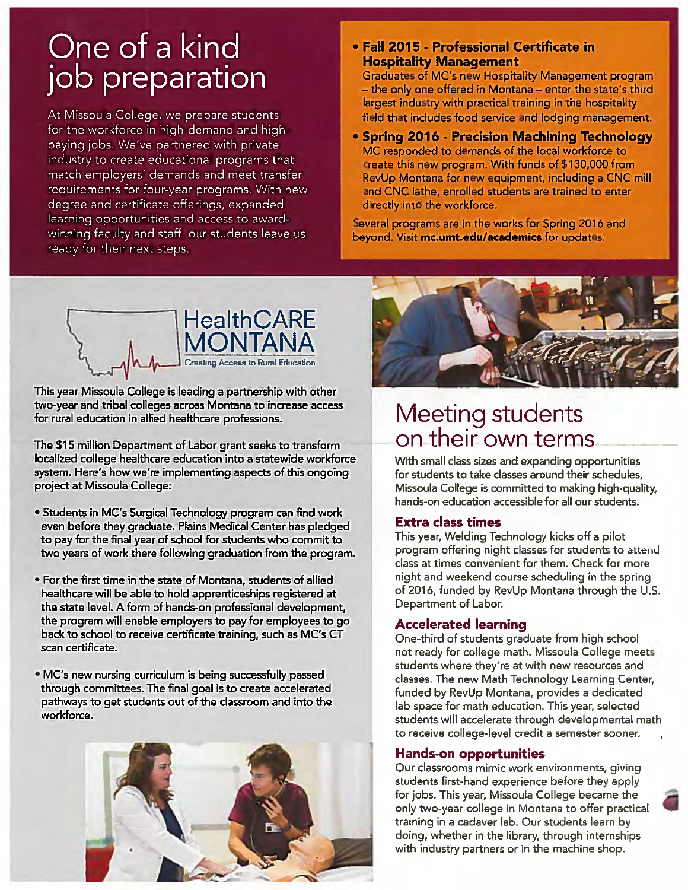# One of a kind job preparation

At Missoula College, we prepare students for the workforce in high-demand and high-paying jobs. We've partnered with private industry to create educational programs that match employers' demands and meet transfer requirements for four-year programs. With new degree and certificate offerings, expanded learning opportunities and access to award-winning faculty and staff, our students leave us ready for their next steps.

- **Fall 2015 - Professional Certificate in Hospitality Management**
  Graduates of MC's new Hospitality Management program – the only one offered in Montana – enter the state's third largest industry with practical training in the hospitality field that includes food service and lodging management.
- **Spring 2016 - Precision Machining Technology**
  MC responded to demands of the local workforce to create this new program. With funds of $130,000 from RevUp Montana for new equipment, including a CNC mill and CNC lathe, enrolled students are trained to enter directly into the workforce.

Several programs are in the works for Spring 2016 and beyond. Visit **mc.umt.edu/academics** for updates.

## HealthCARE MONTANA

Creating Access to Rural Education

This year Missoula College is leading a partnership with other two-year and tribal colleges across Montana to increase access for rural education in allied healthcare professions.

The $15 million Department of Labor grant seeks to transform localized college healthcare education into a statewide workforce system. Here's how we're implementing aspects of this ongoing project at Missoula College:

- Students in MC's Surgical Technology program can find work even before they graduate. Plains Medical Center has pledged to pay for the final year of school for students who commit to two years of work there following graduation from the program.
- For the first time in the state of Montana, students of allied healthcare will be able to hold apprenticeships registered at the state level. A form of hands-on professional development, the program will enable employers to pay for employees to go back to school to receive certificate training, such as MC's CT scan certificate.
- MC's new nursing curriculum is being successfully passed through committees. The final goal is to create accelerated pathways to get students out of the classroom and into the workforce.

# Meeting students on their own terms

With small class sizes and expanding opportunities for students to take classes around their schedules, Missoula College is committed to making high-quality, hands-on education accessible for all our students.

### Extra class times

This year, Welding Technology kicks off a pilot program offering night classes for students to attend class at times convenient for them. Check for more night and weekend course scheduling in the spring of 2016, funded by RevUp Montana through the U.S. Department of Labor.

### Accelerated learning

One-third of students graduate from high school not ready for college math. Missoula College meets students where they're at with new resources and classes. The new Math Technology Learning Center, funded by RevUp Montana, provides a dedicated lab space for math education. This year, selected students will accelerate through developmental math to receive college-level credit a semester sooner.

### Hands-on opportunities

Our classrooms mimic work environments, giving students first-hand experience before they apply for jobs. This year, Missoula College became the only two-year college in Montana to offer practical training in a cadaver lab. Our students learn by doing, whether in the library, through internships with industry partners or in the machine shop.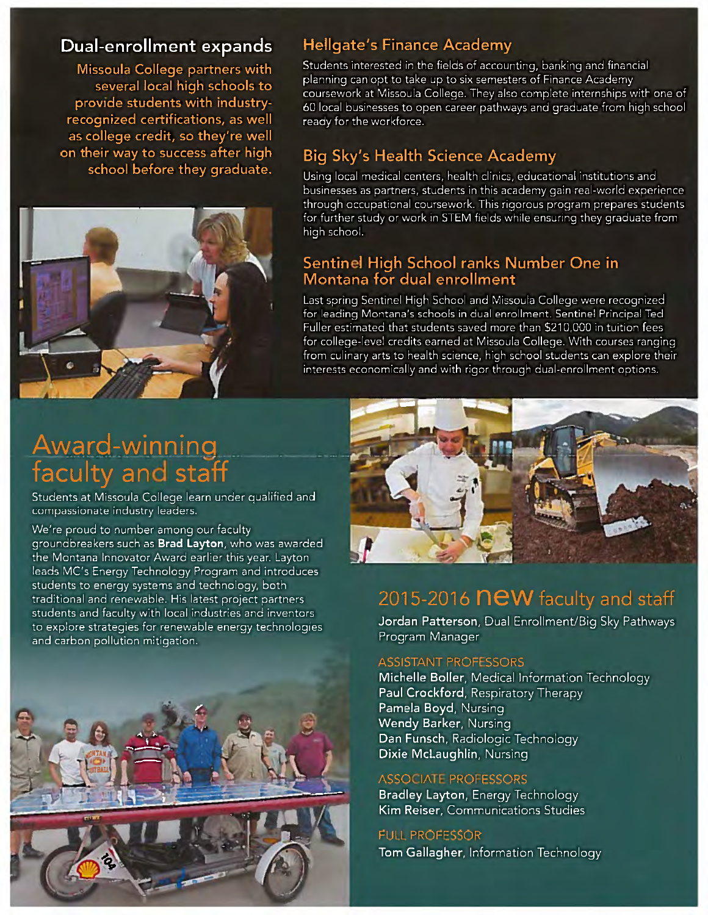## Dual-enrollment expands

Missoula College partners with several local high schools to provide students with industry-recognized certifications, as well as college credit, so they're well on their way to success after high school before they graduate.

### Hellgate's Finance Academy

Students interested in the fields of accounting, banking and financial planning can opt to take up to six semesters of Finance Academy coursework at Missoula College. They also complete internships with one of 60 local businesses to open career pathways and graduate from high school ready for the workforce.

### Big Sky's Health Science Academy

Using local medical centers, health clinics, educational institutions and businesses as partners, students in this academy gain real-world experience through occupational coursework. This rigorous program prepares students for further study or work in STEM fields while ensuring they graduate from high school.

### Sentinel High School ranks Number One in Montana for dual enrollment

Last spring Sentinel High School and Missoula College were recognized for leading Montana's schools in dual enrollment. Sentinel Principal Ted Fuller estimated that students saved more than $210,000 in tuition fees for college-level credits earned at Missoula College. With courses ranging from culinary arts to health science, high school students can explore their interests economically and with rigor through dual-enrollment options.

## Award-winning faculty and staff

Students at Missoula College learn under qualified and compassionate industry leaders.

We're proud to number among our faculty groundbreakers such as **Brad Layton**, who was awarded the Montana Innovator Award earlier this year. Layton leads MC's Energy Technology Program and introduces students to energy systems and technology, both traditional and renewable. His latest project partners students and faculty with local industries and inventors to explore strategies for renewable energy technologies and carbon pollution mitigation.

## 2015-2016 new faculty and staff

**Jordan Patterson**, Dual Enrollment/Big Sky Pathways Program Manager

### ASSISTANT PROFESSORS

**Michelle Boller**, Medical Information Technology
**Paul Crockford**, Respiratory Therapy
**Pamela Boyd**, Nursing
**Wendy Barker**, Nursing
**Dan Funsch**, Radiologic Technology
**Dixie McLaughlin**, Nursing

### ASSOCIATE PROFESSORS

**Bradley Layton**, Energy Technology
**Kim Reiser**, Communications Studies

### FULL PROFESSOR

**Tom Gallagher**, Information Technology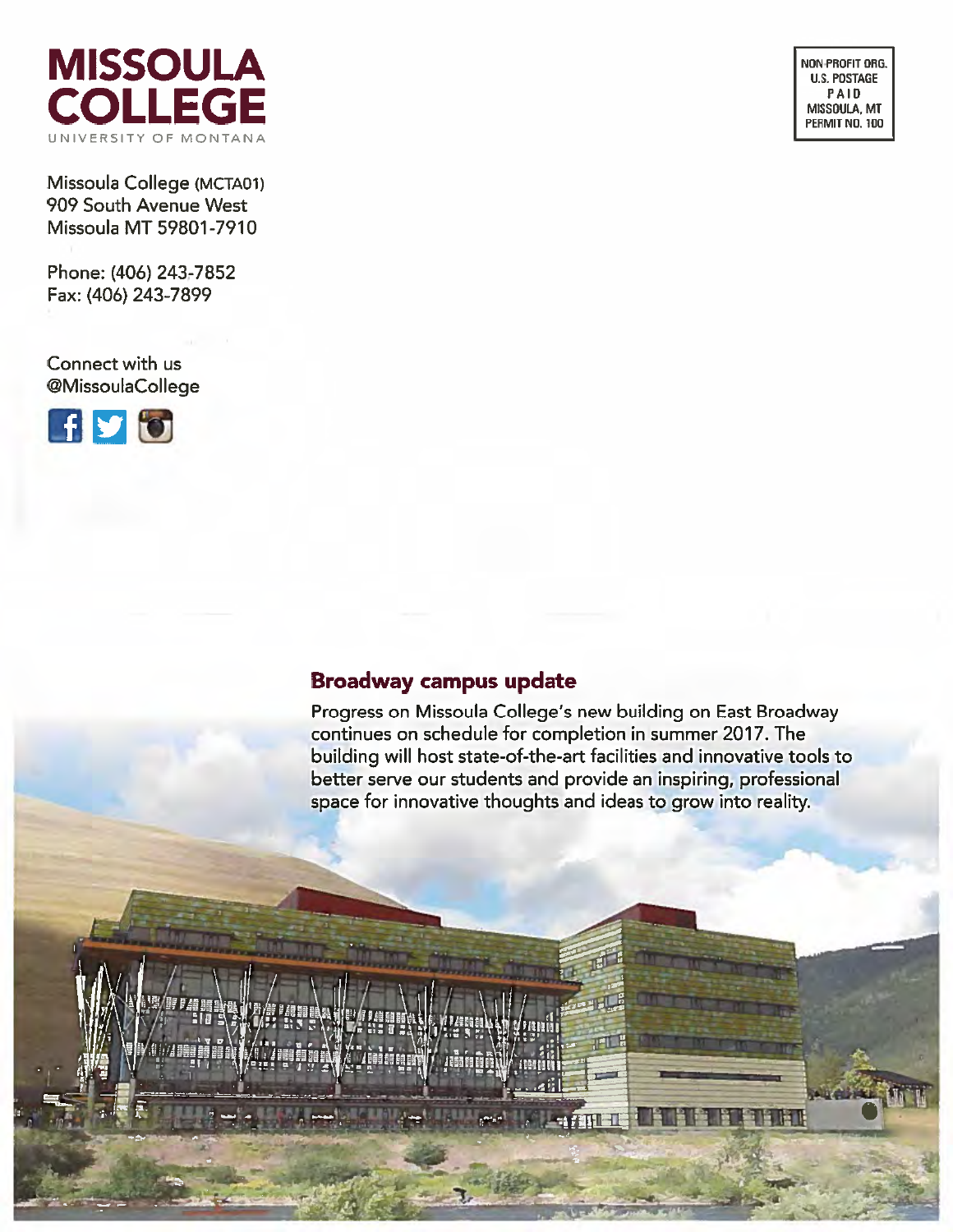# MISSOULA COLLEGE

UNIVERSITY OF MONTANA

Missoula College (MCTA01)
909 South Avenue West
Missoula MT 59801-7910

Phone: (406) 243-7852
Fax: (406) 243-7899

Connect with us
@MissoulaCollege

NON-PROFIT ORG.
U.S. POSTAGE
PAID
MISSOULA, MT
PERMIT NO. 100

## Broadway campus update

Progress on Missoula College's new building on East Broadway continues on schedule for completion in summer 2017. The building will host state-of-the-art facilities and innovative tools to better serve our students and provide an inspiring, professional space for innovative thoughts and ideas to grow into reality.